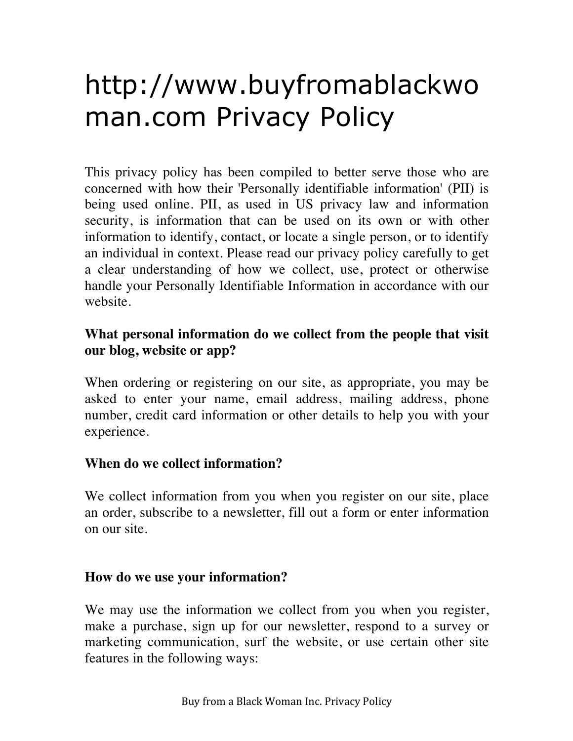# http://www.buyfromablackwoman.com Privacy Policy

This privacy policy has been compiled to better serve those who are concerned with how their 'Personally identifiable information' (PII) is being used online. PII, as used in US privacy law and information security, is information that can be used on its own or with other information to identify, contact, or locate a single person, or to identify an individual in context. Please read our privacy policy carefully to get a clear understanding of how we collect, use, protect or otherwise handle your Personally Identifiable Information in accordance with our website.

**What personal information do we collect from the people that visit our blog, website or app?**

When ordering or registering on our site, as appropriate, you may be asked to enter your name, email address, mailing address, phone number, credit card information or other details to help you with your experience.

**When do we collect information?**

We collect information from you when you register on our site, place an order, subscribe to a newsletter, fill out a form or enter information on our site.

**How do we use your information?**

We may use the information we collect from you when you register, make a purchase, sign up for our newsletter, respond to a survey or marketing communication, surf the website, or use certain other site features in the following ways: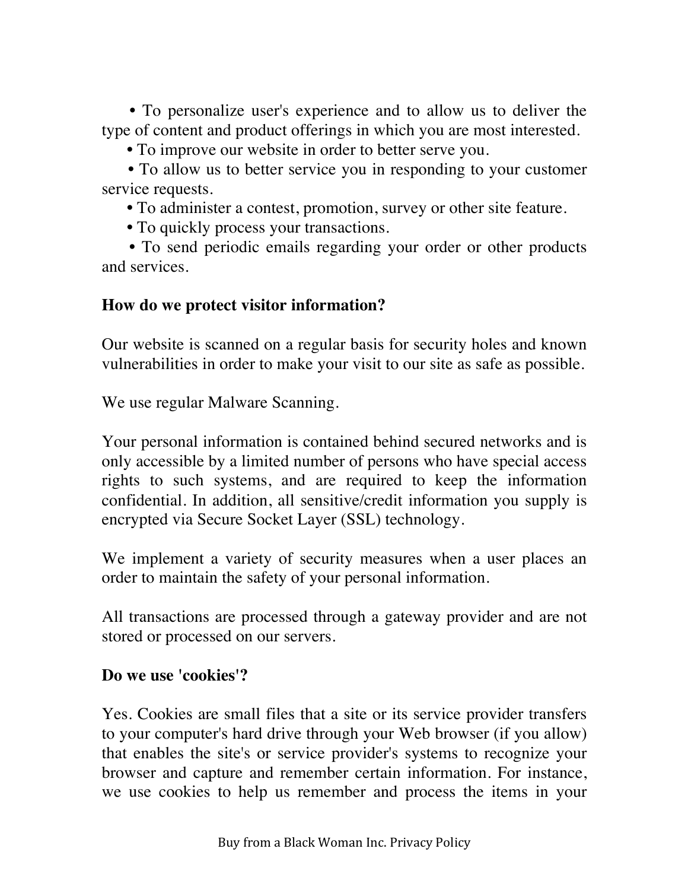- To personalize user's experience and to allow us to deliver the type of content and product offerings in which you are most interested.
- To improve our website in order to better serve you.
- To allow us to better service you in responding to your customer service requests.
- To administer a contest, promotion, survey or other site feature.
- To quickly process your transactions.
- To send periodic emails regarding your order or other products and services.

**How do we protect visitor information?**

Our website is scanned on a regular basis for security holes and known vulnerabilities in order to make your visit to our site as safe as possible.

We use regular Malware Scanning.

Your personal information is contained behind secured networks and is only accessible by a limited number of persons who have special access rights to such systems, and are required to keep the information confidential. In addition, all sensitive/credit information you supply is encrypted via Secure Socket Layer (SSL) technology.

We implement a variety of security measures when a user places an order to maintain the safety of your personal information.

All transactions are processed through a gateway provider and are not stored or processed on our servers.

**Do we use 'cookies'?**

Yes. Cookies are small files that a site or its service provider transfers to your computer's hard drive through your Web browser (if you allow) that enables the site's or service provider's systems to recognize your browser and capture and remember certain information. For instance, we use cookies to help us remember and process the items in your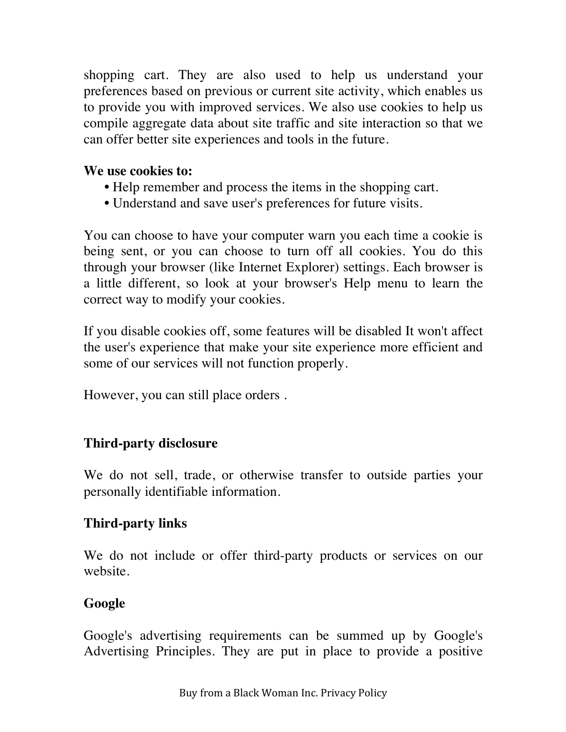shopping cart. They are also used to help us understand your preferences based on previous or current site activity, which enables us to provide you with improved services. We also use cookies to help us compile aggregate data about site traffic and site interaction so that we can offer better site experiences and tools in the future.

**We use cookies to:**

- Help remember and process the items in the shopping cart.
- Understand and save user's preferences for future visits.

You can choose to have your computer warn you each time a cookie is being sent, or you can choose to turn off all cookies. You do this through your browser (like Internet Explorer) settings. Each browser is a little different, so look at your browser's Help menu to learn the correct way to modify your cookies.

If you disable cookies off, some features will be disabled It won't affect the user's experience that make your site experience more efficient and some of our services will not function properly.

However, you can still place orders .

**Third-party disclosure**

We do not sell, trade, or otherwise transfer to outside parties your personally identifiable information.

**Third-party links**

We do not include or offer third-party products or services on our website.

**Google**

Google's advertising requirements can be summed up by Google's Advertising Principles. They are put in place to provide a positive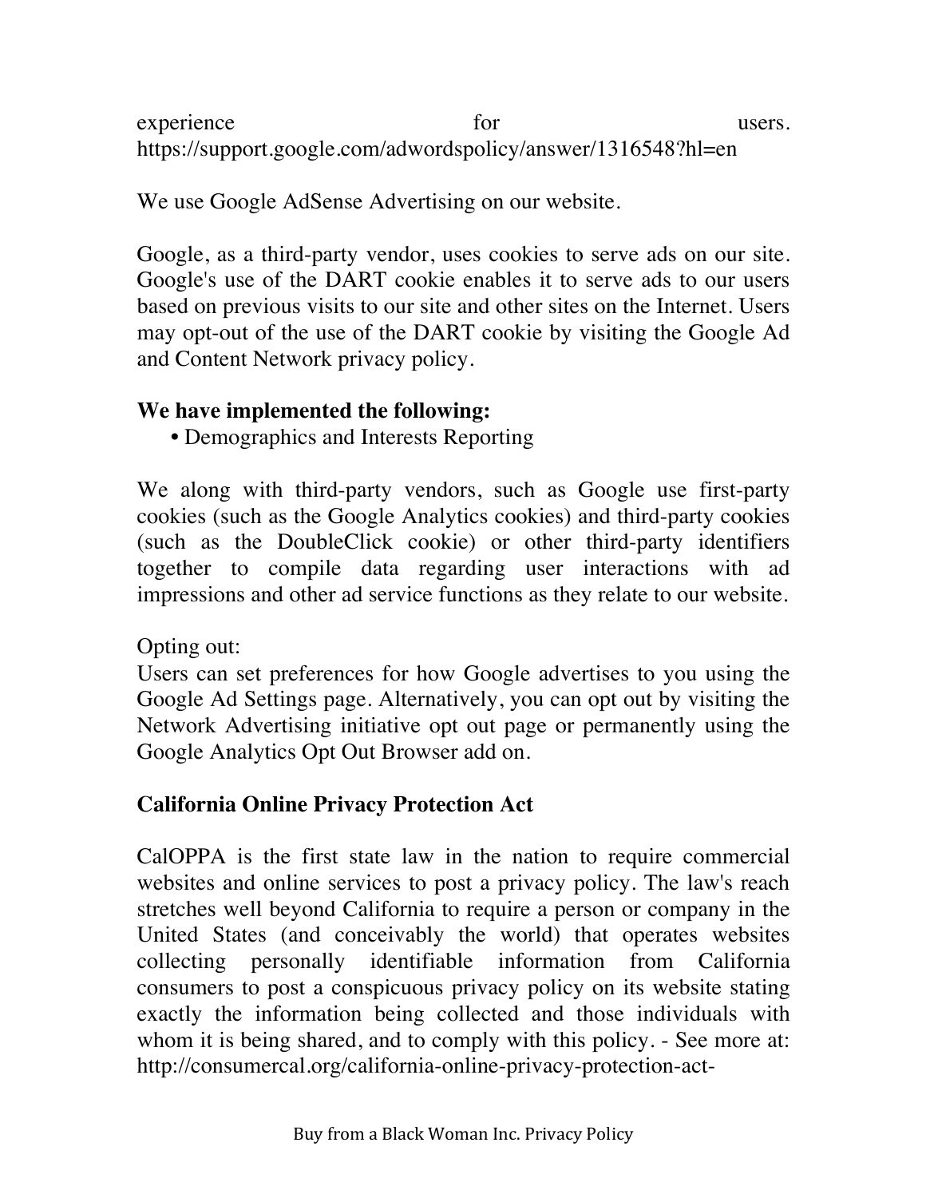experience for users. https://support.google.com/adwordspolicy/answer/1316548?hl=en

We use Google AdSense Advertising on our website.

Google, as a third-party vendor, uses cookies to serve ads on our site. Google's use of the DART cookie enables it to serve ads to our users based on previous visits to our site and other sites on the Internet. Users may opt-out of the use of the DART cookie by visiting the Google Ad and Content Network privacy policy.

**We have implemented the following:**

- Demographics and Interests Reporting

We along with third-party vendors, such as Google use first-party cookies (such as the Google Analytics cookies) and third-party cookies (such as the DoubleClick cookie) or other third-party identifiers together to compile data regarding user interactions with ad impressions and other ad service functions as they relate to our website.

Opting out:
Users can set preferences for how Google advertises to you using the Google Ad Settings page. Alternatively, you can opt out by visiting the Network Advertising initiative opt out page or permanently using the Google Analytics Opt Out Browser add on.

**California Online Privacy Protection Act**

CalOPPA is the first state law in the nation to require commercial websites and online services to post a privacy policy. The law's reach stretches well beyond California to require a person or company in the United States (and conceivably the world) that operates websites collecting personally identifiable information from California consumers to post a conspicuous privacy policy on its website stating exactly the information being collected and those individuals with whom it is being shared, and to comply with this policy. - See more at: http://consumercal.org/california-online-privacy-protection-act-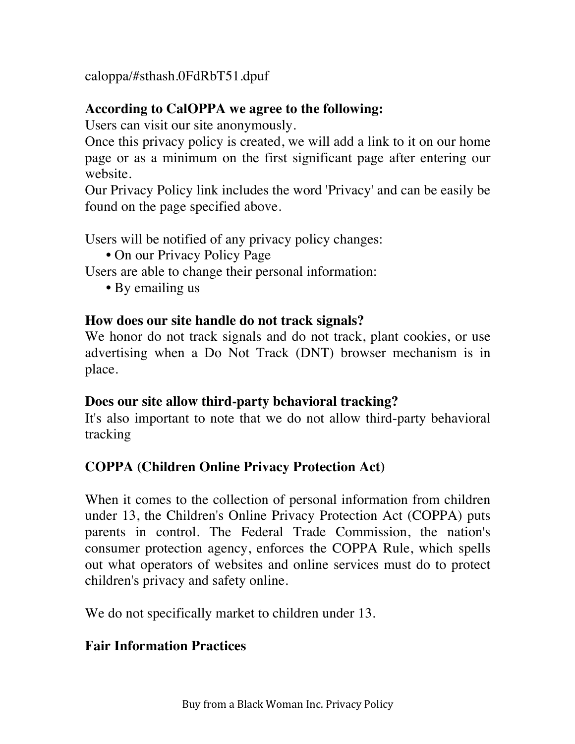caloppa/#sthash.0FdRbT51.dpuf

**According to CalOPPA we agree to the following:**
Users can visit our site anonymously.
Once this privacy policy is created, we will add a link to it on our home page or as a minimum on the first significant page after entering our website.
Our Privacy Policy link includes the word 'Privacy' and can be easily be found on the page specified above.

Users will be notified of any privacy policy changes:
- On our Privacy Policy Page

Users are able to change their personal information:
- By emailing us

**How does our site handle do not track signals?**
We honor do not track signals and do not track, plant cookies, or use advertising when a Do Not Track (DNT) browser mechanism is in place.

**Does our site allow third-party behavioral tracking?**
It's also important to note that we do not allow third-party behavioral tracking

**COPPA (Children Online Privacy Protection Act)**

When it comes to the collection of personal information from children under 13, the Children's Online Privacy Protection Act (COPPA) puts parents in control. The Federal Trade Commission, the nation's consumer protection agency, enforces the COPPA Rule, which spells out what operators of websites and online services must do to protect children's privacy and safety online.

We do not specifically market to children under 13.

**Fair Information Practices**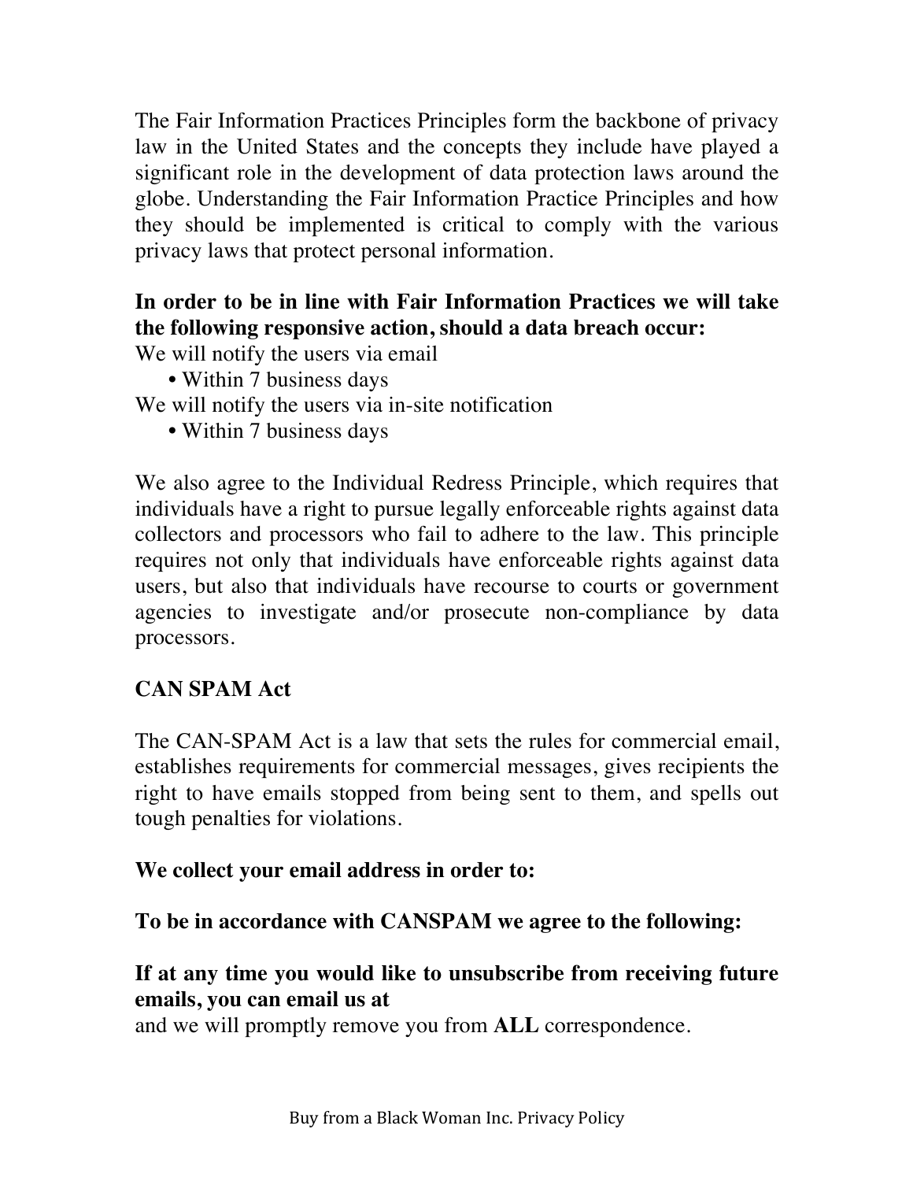The Fair Information Practices Principles form the backbone of privacy law in the United States and the concepts they include have played a significant role in the development of data protection laws around the globe. Understanding the Fair Information Practice Principles and how they should be implemented is critical to comply with the various privacy laws that protect personal information.

**In order to be in line with Fair Information Practices we will take the following responsive action, should a data breach occur:**

We will notify the users via email

- Within 7 business days

We will notify the users via in-site notification

- Within 7 business days

We also agree to the Individual Redress Principle, which requires that individuals have a right to pursue legally enforceable rights against data collectors and processors who fail to adhere to the law. This principle requires not only that individuals have enforceable rights against data users, but also that individuals have recourse to courts or government agencies to investigate and/or prosecute non-compliance by data processors.

**CAN SPAM Act**

The CAN-SPAM Act is a law that sets the rules for commercial email, establishes requirements for commercial messages, gives recipients the right to have emails stopped from being sent to them, and spells out tough penalties for violations.

**We collect your email address in order to:**

**To be in accordance with CANSPAM we agree to the following:**

**If at any time you would like to unsubscribe from receiving future emails, you can email us at**

and we will promptly remove you from **ALL** correspondence.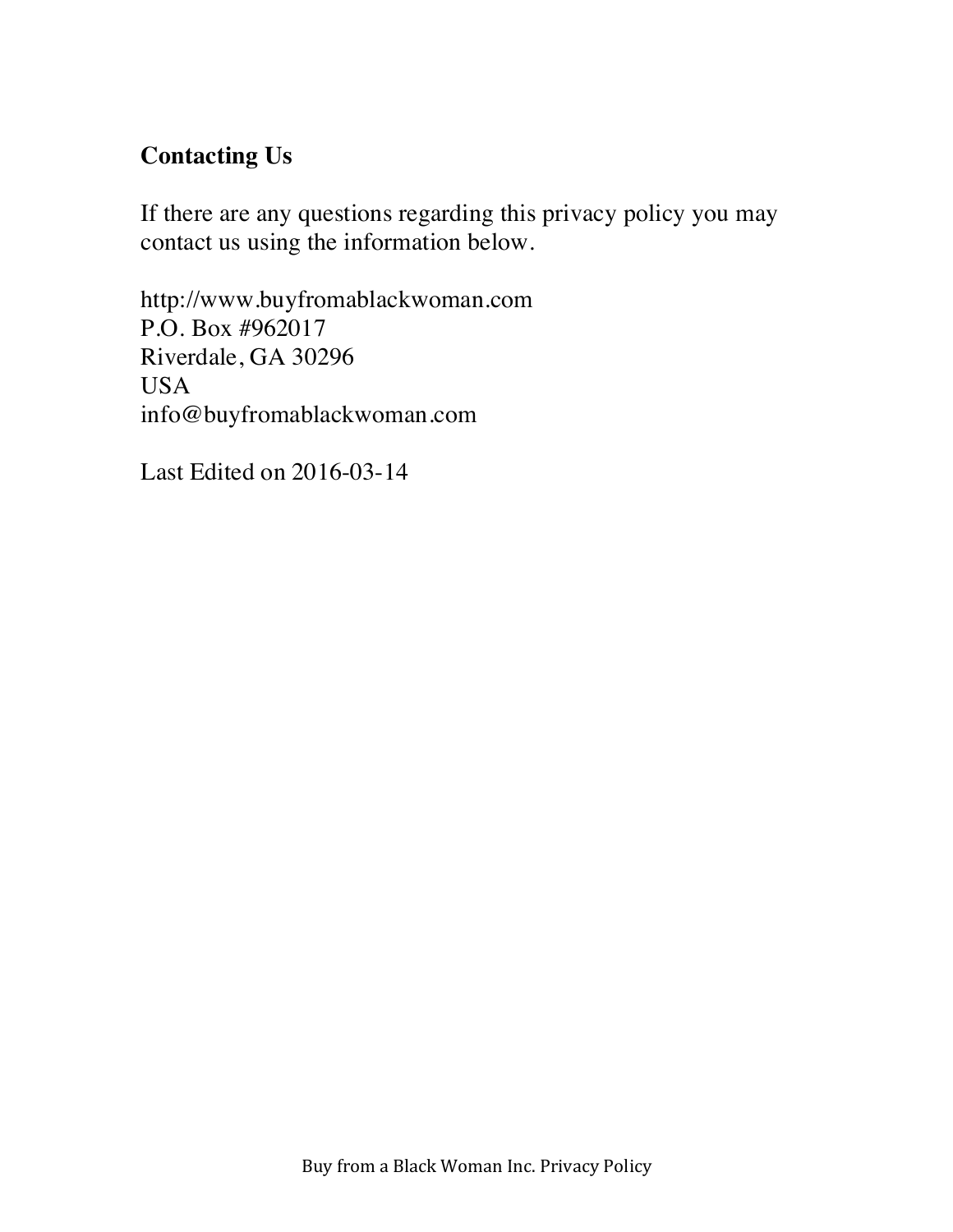## Contacting Us

If there are any questions regarding this privacy policy you may contact us using the information below.

http://www.buyfromablackwoman.com
P.O. Box #962017
Riverdale, GA 30296
USA
info@buyfromablackwoman.com

Last Edited on 2016-03-14